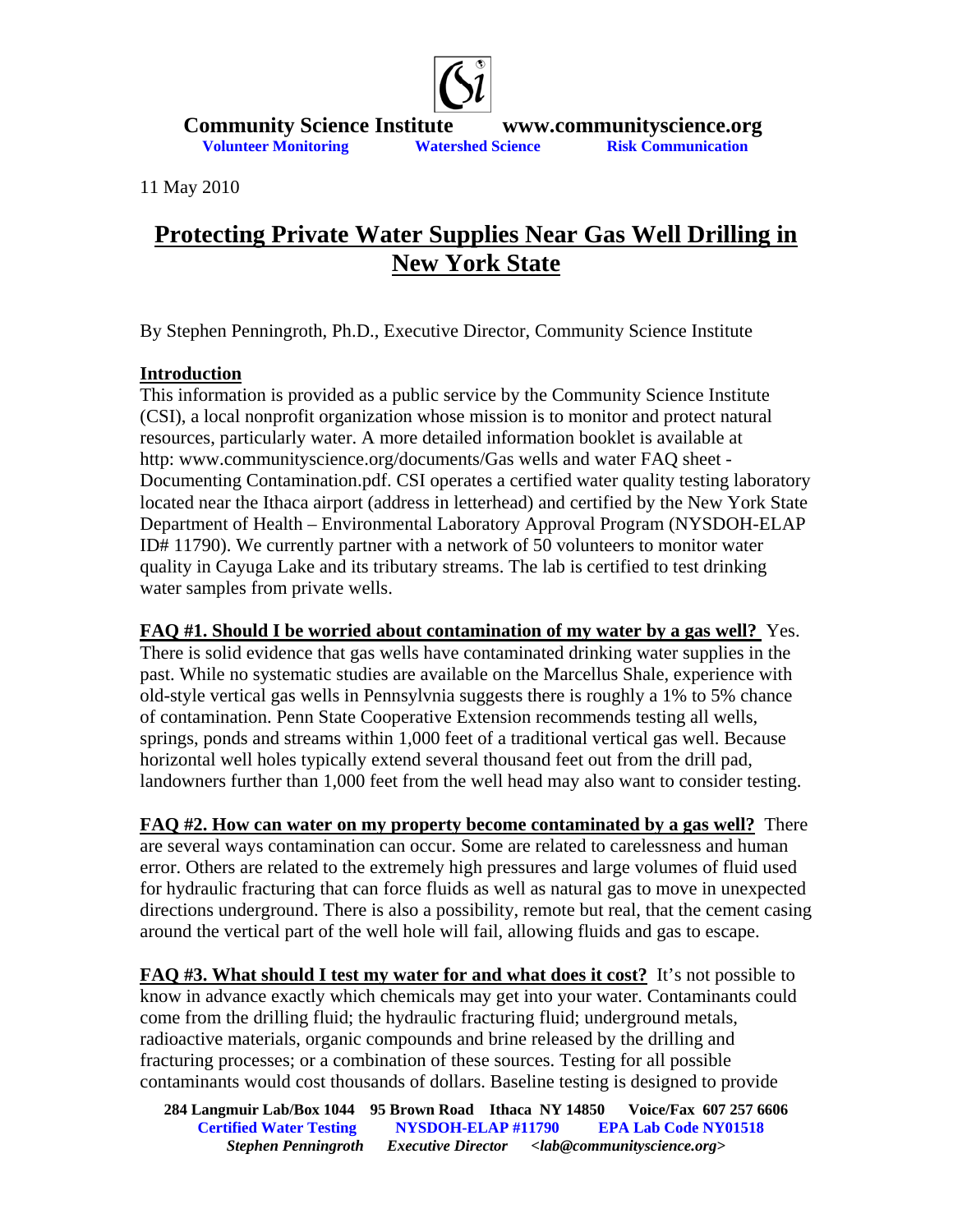**Community Science Institute** **www.communityscience.org**

**Volunteer Monitoring** **Watershed Science** **Risk Communication**

11 May 2010

# Protecting Private Water Supplies Near Gas Well Drilling in New York State

By Stephen Penningroth, Ph.D., Executive Director, Community Science Institute

## Introduction

This information is provided as a public service by the Community Science Institute (CSI), a local nonprofit organization whose mission is to monitor and protect natural resources, particularly water. A more detailed information booklet is available at http: www.communityscience.org/documents/Gas wells and water FAQ sheet - Documenting Contamination.pdf. CSI operates a certified water quality testing laboratory located near the Ithaca airport (address in letterhead) and certified by the New York State Department of Health – Environmental Laboratory Approval Program (NYSDOH-ELAP ID# 11790). We currently partner with a network of 50 volunteers to monitor water quality in Cayuga Lake and its tributary streams. The lab is certified to test drinking water samples from private wells.

**FAQ #1. Should I be worried about contamination of my water by a gas well?** Yes. There is solid evidence that gas wells have contaminated drinking water supplies in the past. While no systematic studies are available on the Marcellus Shale, experience with old-style vertical gas wells in Pennsylvania suggests there is roughly a 1% to 5% chance of contamination. Penn State Cooperative Extension recommends testing all wells, springs, ponds and streams within 1,000 feet of a traditional vertical gas well. Because horizontal well holes typically extend several thousand feet out from the drill pad, landowners further than 1,000 feet from the well head may also want to consider testing.

**FAQ #2. How can water on my property become contaminated by a gas well?** There are several ways contamination can occur. Some are related to carelessness and human error. Others are related to the extremely high pressures and large volumes of fluid used for hydraulic fracturing that can force fluids as well as natural gas to move in unexpected directions underground. There is also a possibility, remote but real, that the cement casing around the vertical part of the well hole will fail, allowing fluids and gas to escape.

**FAQ #3. What should I test my water for and what does it cost?** It's not possible to know in advance exactly which chemicals may get into your water. Contaminants could come from the drilling fluid; the hydraulic fracturing fluid; underground metals, radioactive materials, organic compounds and brine released by the drilling and fracturing processes; or a combination of these sources. Testing for all possible contaminants would cost thousands of dollars. Baseline testing is designed to provide

284 Langmuir Lab/Box 1044 95 Brown Road Ithaca NY 14850 Voice/Fax 607 257 6606
Certified Water Testing NYSDOH-ELAP #11790 EPA Lab Code NY01518
*Stephen Penningroth Executive Director <lab@communityscience.org>*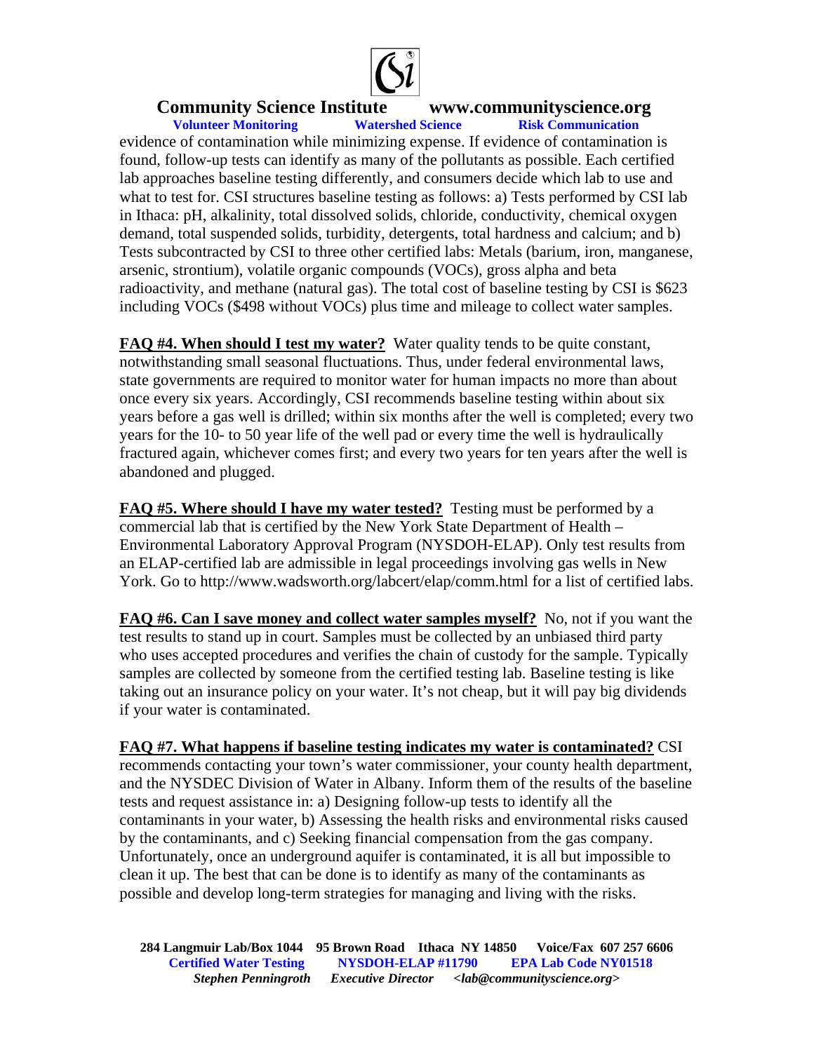evidence of contamination while minimizing expense. If evidence of contamination is found, follow-up tests can identify as many of the pollutants as possible. Each certified lab approaches baseline testing differently, and consumers decide which lab to use and what to test for. CSI structures baseline testing as follows: a) Tests performed by CSI lab in Ithaca: pH, alkalinity, total dissolved solids, chloride, conductivity, chemical oxygen demand, total suspended solids, turbidity, detergents, total hardness and calcium; and b) Tests subcontracted by CSI to three other certified labs: Metals (barium, iron, manganese, arsenic, strontium), volatile organic compounds (VOCs), gross alpha and beta radioactivity, and methane (natural gas). The total cost of baseline testing by CSI is $623 including VOCs ($498 without VOCs) plus time and mileage to collect water samples.

**FAQ #4. When should I test my water?** Water quality tends to be quite constant, notwithstanding small seasonal fluctuations. Thus, under federal environmental laws, state governments are required to monitor water for human impacts no more than about once every six years. Accordingly, CSI recommends baseline testing within about six years before a gas well is drilled; within six months after the well is completed; every two years for the 10- to 50 year life of the well pad or every time the well is hydraulically fractured again, whichever comes first; and every two years for ten years after the well is abandoned and plugged.

**FAQ #5. Where should I have my water tested?** Testing must be performed by a commercial lab that is certified by the New York State Department of Health – Environmental Laboratory Approval Program (NYSDOH-ELAP). Only test results from an ELAP-certified lab are admissible in legal proceedings involving gas wells in New York. Go to http://www.wadsworth.org/labcert/elap/comm.html for a list of certified labs.

**FAQ #6. Can I save money and collect water samples myself?** No, not if you want the test results to stand up in court. Samples must be collected by an unbiased third party who uses accepted procedures and verifies the chain of custody for the sample. Typically samples are collected by someone from the certified testing lab. Baseline testing is like taking out an insurance policy on your water. It's not cheap, but it will pay big dividends if your water is contaminated.

**FAQ #7. What happens if baseline testing indicates my water is contaminated?** CSI recommends contacting your town's water commissioner, your county health department, and the NYSDEC Division of Water in Albany. Inform them of the results of the baseline tests and request assistance in: a) Designing follow-up tests to identify all the contaminants in your water, b) Assessing the health risks and environmental risks caused by the contaminants, and c) Seeking financial compensation from the gas company. Unfortunately, once an underground aquifer is contaminated, it is all but impossible to clean it up. The best that can be done is to identify as many of the contaminants as possible and develop long-term strategies for managing and living with the risks.